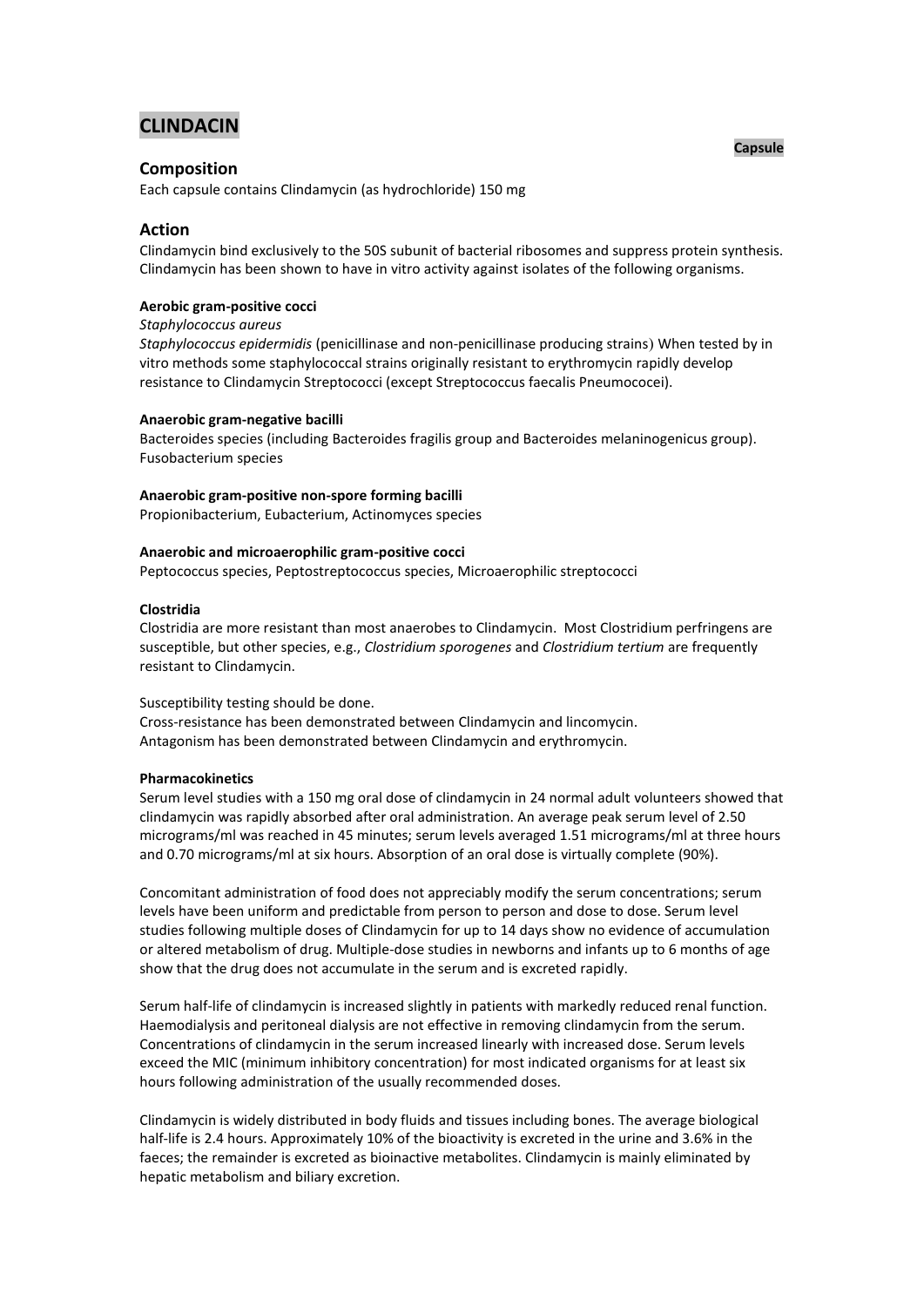# CLINDACIN

**Capsule**

## Composition

Each capsule contains Clindamycin (as hydrochloride) 150 mg

## Action

Clindamycin bind exclusively to the 50S subunit of bacterial ribosomes and suppress protein synthesis. Clindamycin has been shown to have in vitro activity against isolates of the following organisms.

**Aerobic gram-positive cocci**

*Staphylococcus aureus*

*Staphylococcus epidermidis* (penicillinase and non-penicillinase producing strains) When tested by in vitro methods some staphylococcal strains originally resistant to erythromycin rapidly develop resistance to Clindamycin Streptococci (except Streptococcus faecalis Pneumococei).

**Anaerobic gram-negative bacilli**

Bacteroides species (including Bacteroides fragilis group and Bacteroides melaninogenicus group). Fusobacterium species

**Anaerobic gram-positive non-spore forming bacilli**

Propionibacterium, Eubacterium, Actinomyces species

**Anaerobic and microaerophilic gram-positive cocci**

Peptococcus species, Peptostreptococcus species, Microaerophilic streptococci

**Clostridia**

Clostridia are more resistant than most anaerobes to Clindamycin. Most Clostridium perfringens are susceptible, but other species, e.g., *Clostridium sporogenes* and *Clostridium tertium* are frequently resistant to Clindamycin.

Susceptibility testing should be done.
Cross-resistance has been demonstrated between Clindamycin and lincomycin.
Antagonism has been demonstrated between Clindamycin and erythromycin.

**Pharmacokinetics**

Serum level studies with a 150 mg oral dose of clindamycin in 24 normal adult volunteers showed that clindamycin was rapidly absorbed after oral administration. An average peak serum level of 2.50 micrograms/ml was reached in 45 minutes; serum levels averaged 1.51 micrograms/ml at three hours and 0.70 micrograms/ml at six hours. Absorption of an oral dose is virtually complete (90%).

Concomitant administration of food does not appreciably modify the serum concentrations; serum levels have been uniform and predictable from person to person and dose to dose. Serum level studies following multiple doses of Clindamycin for up to 14 days show no evidence of accumulation or altered metabolism of drug. Multiple-dose studies in newborns and infants up to 6 months of age show that the drug does not accumulate in the serum and is excreted rapidly.

Serum half-life of clindamycin is increased slightly in patients with markedly reduced renal function. Haemodialysis and peritoneal dialysis are not effective in removing clindamycin from the serum. Concentrations of clindamycin in the serum increased linearly with increased dose. Serum levels exceed the MIC (minimum inhibitory concentration) for most indicated organisms for at least six hours following administration of the usually recommended doses.

Clindamycin is widely distributed in body fluids and tissues including bones. The average biological half-life is 2.4 hours. Approximately 10% of the bioactivity is excreted in the urine and 3.6% in the faeces; the remainder is excreted as bioinactive metabolites. Clindamycin is mainly eliminated by hepatic metabolism and biliary excretion.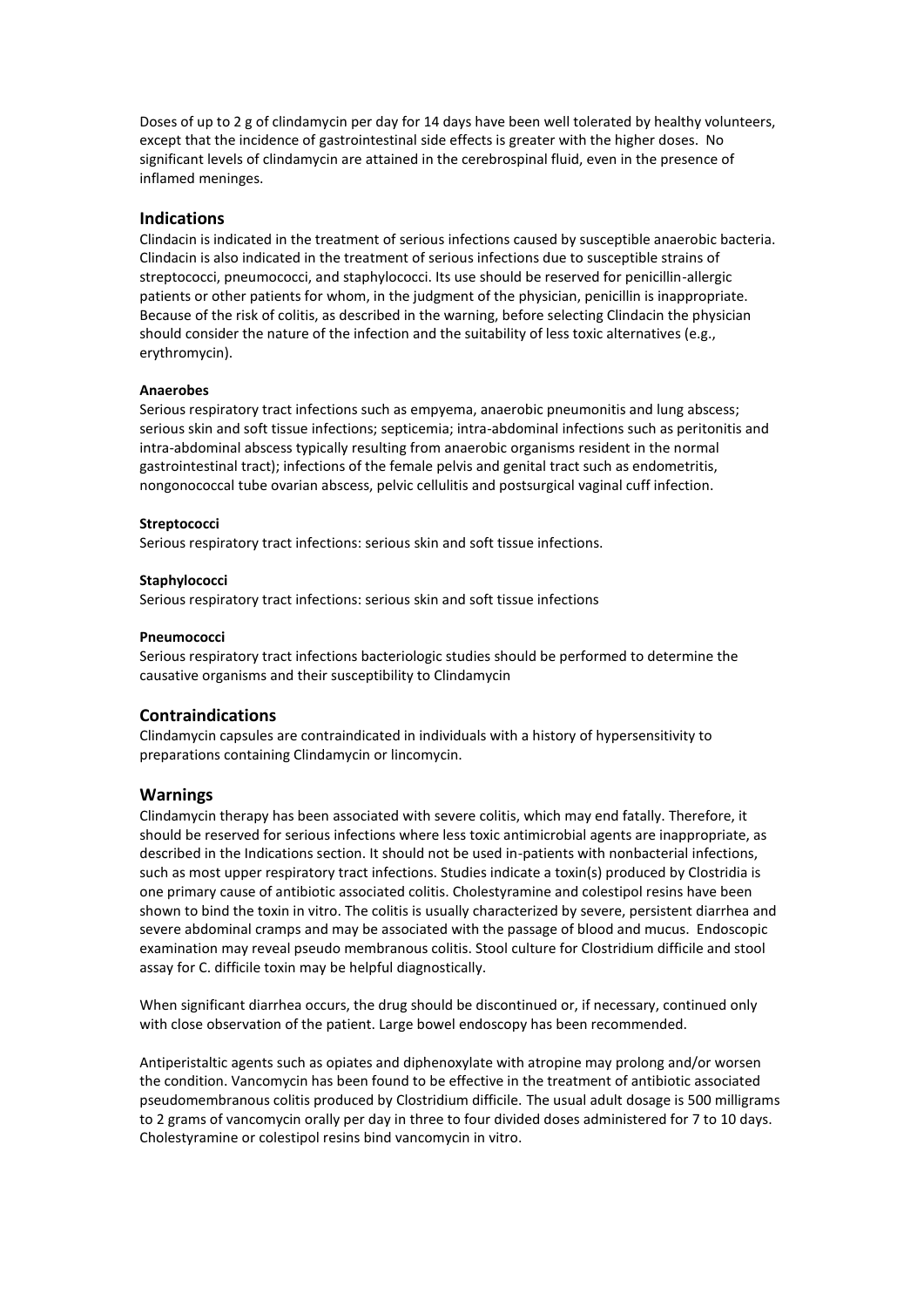Doses of up to 2 g of clindamycin per day for 14 days have been well tolerated by healthy volunteers, except that the incidence of gastrointestinal side effects is greater with the higher doses. No significant levels of clindamycin are attained in the cerebrospinal fluid, even in the presence of inflamed meninges.

## Indications

Clindacin is indicated in the treatment of serious infections caused by susceptible anaerobic bacteria. Clindacin is also indicated in the treatment of serious infections due to susceptible strains of streptococci, pneumococci, and staphylococci. Its use should be reserved for penicillin-allergic patients or other patients for whom, in the judgment of the physician, penicillin is inappropriate. Because of the risk of colitis, as described in the warning, before selecting Clindacin the physician should consider the nature of the infection and the suitability of less toxic alternatives (e.g., erythromycin).

#### Anaerobes

Serious respiratory tract infections such as empyema, anaerobic pneumonitis and lung abscess; serious skin and soft tissue infections; septicemia; intra-abdominal infections such as peritonitis and intra-abdominal abscess typically resulting from anaerobic organisms resident in the normal gastrointestinal tract); infections of the female pelvis and genital tract such as endometritis, nongonococcal tube ovarian abscess, pelvic cellulitis and postsurgical vaginal cuff infection.

#### Streptococci

Serious respiratory tract infections: serious skin and soft tissue infections.

#### Staphylococci

Serious respiratory tract infections: serious skin and soft tissue infections

#### Pneumococci

Serious respiratory tract infections bacteriologic studies should be performed to determine the causative organisms and their susceptibility to Clindamycin

## Contraindications

Clindamycin capsules are contraindicated in individuals with a history of hypersensitivity to preparations containing Clindamycin or lincomycin.

## Warnings

Clindamycin therapy has been associated with severe colitis, which may end fatally. Therefore, it should be reserved for serious infections where less toxic antimicrobial agents are inappropriate, as described in the Indications section. It should not be used in-patients with nonbacterial infections, such as most upper respiratory tract infections. Studies indicate a toxin(s) produced by Clostridia is one primary cause of antibiotic associated colitis. Cholestyramine and colestipol resins have been shown to bind the toxin in vitro. The colitis is usually characterized by severe, persistent diarrhea and severe abdominal cramps and may be associated with the passage of blood and mucus. Endoscopic examination may reveal pseudo membranous colitis. Stool culture for Clostridium difficile and stool assay for C. difficile toxin may be helpful diagnostically.

When significant diarrhea occurs, the drug should be discontinued or, if necessary, continued only with close observation of the patient. Large bowel endoscopy has been recommended.

Antiperistaltic agents such as opiates and diphenoxylate with atropine may prolong and/or worsen the condition. Vancomycin has been found to be effective in the treatment of antibiotic associated pseudomembranous colitis produced by Clostridium difficile. The usual adult dosage is 500 milligrams to 2 grams of vancomycin orally per day in three to four divided doses administered for 7 to 10 days. Cholestyramine or colestipol resins bind vancomycin in vitro.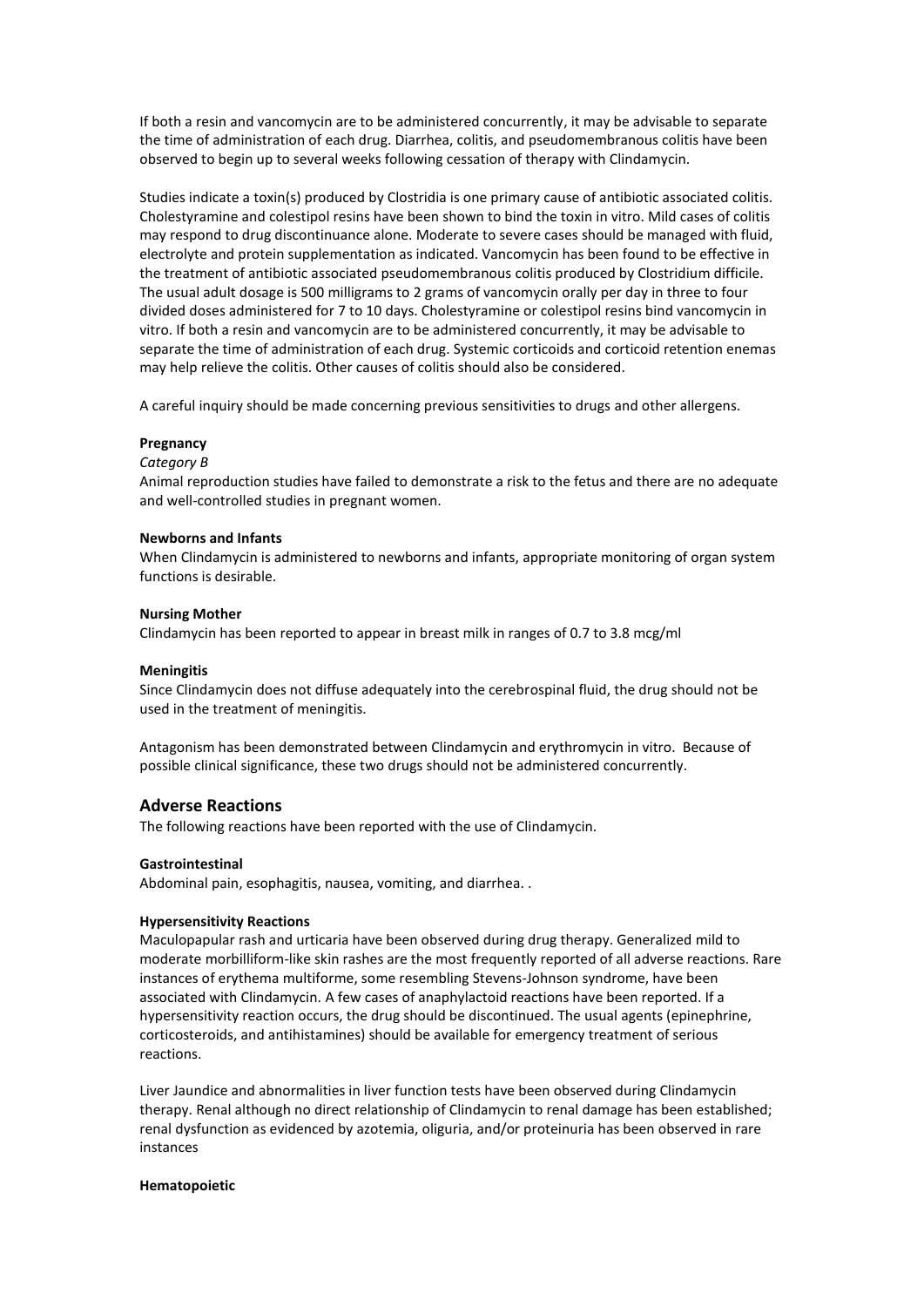If both a resin and vancomycin are to be administered concurrently, it may be advisable to separate the time of administration of each drug. Diarrhea, colitis, and pseudomembranous colitis have been observed to begin up to several weeks following cessation of therapy with Clindamycin.

Studies indicate a toxin(s) produced by Clostridia is one primary cause of antibiotic associated colitis. Cholestyramine and colestipol resins have been shown to bind the toxin in vitro. Mild cases of colitis may respond to drug discontinuance alone. Moderate to severe cases should be managed with fluid, electrolyte and protein supplementation as indicated. Vancomycin has been found to be effective in the treatment of antibiotic associated pseudomembranous colitis produced by Clostridium difficile. The usual adult dosage is 500 milligrams to 2 grams of vancomycin orally per day in three to four divided doses administered for 7 to 10 days. Cholestyramine or colestipol resins bind vancomycin in vitro. If both a resin and vancomycin are to be administered concurrently, it may be advisable to separate the time of administration of each drug. Systemic corticoids and corticoid retention enemas may help relieve the colitis. Other causes of colitis should also be considered.

A careful inquiry should be made concerning previous sensitivities to drugs and other allergens.

**Pregnancy**

*Category B*

Animal reproduction studies have failed to demonstrate a risk to the fetus and there are no adequate and well-controlled studies in pregnant women.

**Newborns and Infants**

When Clindamycin is administered to newborns and infants, appropriate monitoring of organ system functions is desirable.

**Nursing Mother**

Clindamycin has been reported to appear in breast milk in ranges of 0.7 to 3.8 mcg/ml

**Meningitis**

Since Clindamycin does not diffuse adequately into the cerebrospinal fluid, the drug should not be used in the treatment of meningitis.

Antagonism has been demonstrated between Clindamycin and erythromycin in vitro. Because of possible clinical significance, these two drugs should not be administered concurrently.

## Adverse Reactions

The following reactions have been reported with the use of Clindamycin.

**Gastrointestinal**

Abdominal pain, esophagitis, nausea, vomiting, and diarrhea. .

**Hypersensitivity Reactions**

Maculopapular rash and urticaria have been observed during drug therapy. Generalized mild to moderate morbilliform-like skin rashes are the most frequently reported of all adverse reactions. Rare instances of erythema multiforme, some resembling Stevens-Johnson syndrome, have been associated with Clindamycin. A few cases of anaphylactoid reactions have been reported. If a hypersensitivity reaction occurs, the drug should be discontinued. The usual agents (epinephrine, corticosteroids, and antihistamines) should be available for emergency treatment of serious reactions.

Liver Jaundice and abnormalities in liver function tests have been observed during Clindamycin therapy. Renal although no direct relationship of Clindamycin to renal damage has been established; renal dysfunction as evidenced by azotemia, oliguria, and/or proteinuria has been observed in rare instances

**Hematopoietic**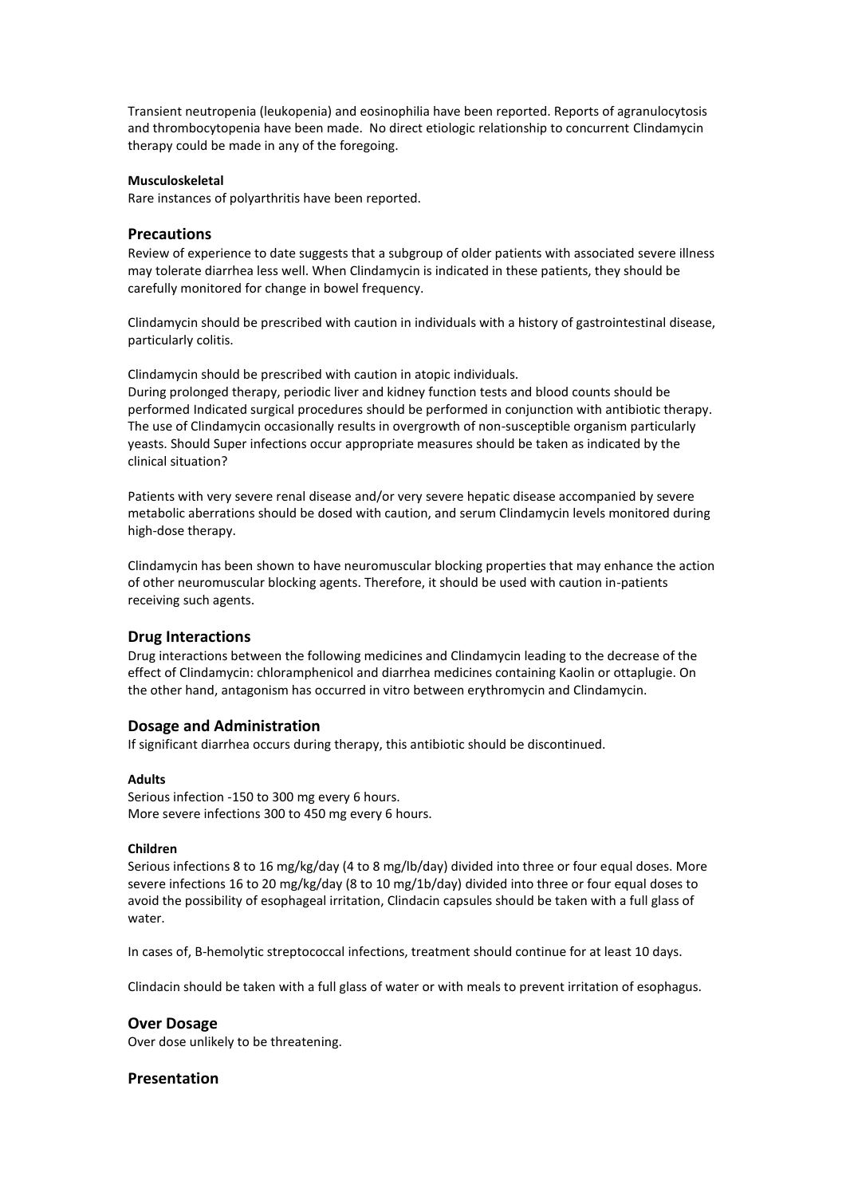Transient neutropenia (leukopenia) and eosinophilia have been reported. Reports of agranulocytosis and thrombocytopenia have been made. No direct etiologic relationship to concurrent Clindamycin therapy could be made in any of the foregoing.

#### Musculoskeletal

Rare instances of polyarthritis have been reported.

## Precautions

Review of experience to date suggests that a subgroup of older patients with associated severe illness may tolerate diarrhea less well. When Clindamycin is indicated in these patients, they should be carefully monitored for change in bowel frequency.

Clindamycin should be prescribed with caution in individuals with a history of gastrointestinal disease, particularly colitis.

Clindamycin should be prescribed with caution in atopic individuals.
During prolonged therapy, periodic liver and kidney function tests and blood counts should be performed Indicated surgical procedures should be performed in conjunction with antibiotic therapy. The use of Clindamycin occasionally results in overgrowth of non-susceptible organism particularly yeasts. Should Super infections occur appropriate measures should be taken as indicated by the clinical situation?

Patients with very severe renal disease and/or very severe hepatic disease accompanied by severe metabolic aberrations should be dosed with caution, and serum Clindamycin levels monitored during high-dose therapy.

Clindamycin has been shown to have neuromuscular blocking properties that may enhance the action of other neuromuscular blocking agents. Therefore, it should be used with caution in-patients receiving such agents.

## Drug Interactions

Drug interactions between the following medicines and Clindamycin leading to the decrease of the effect of Clindamycin: chloramphenicol and diarrhea medicines containing Kaolin or ottaplugie. On the other hand, antagonism has occurred in vitro between erythromycin and Clindamycin.

## Dosage and Administration

If significant diarrhea occurs during therapy, this antibiotic should be discontinued.

#### Adults

Serious infection -150 to 300 mg every 6 hours.
More severe infections 300 to 450 mg every 6 hours.

#### Children

Serious infections 8 to 16 mg/kg/day (4 to 8 mg/lb/day) divided into three or four equal doses. More severe infections 16 to 20 mg/kg/day (8 to 10 mg/1b/day) divided into three or four equal doses to avoid the possibility of esophageal irritation, Clindacin capsules should be taken with a full glass of water.

In cases of, B-hemolytic streptococcal infections, treatment should continue for at least 10 days.

Clindacin should be taken with a full glass of water or with meals to prevent irritation of esophagus.

## Over Dosage

Over dose unlikely to be threatening.

## Presentation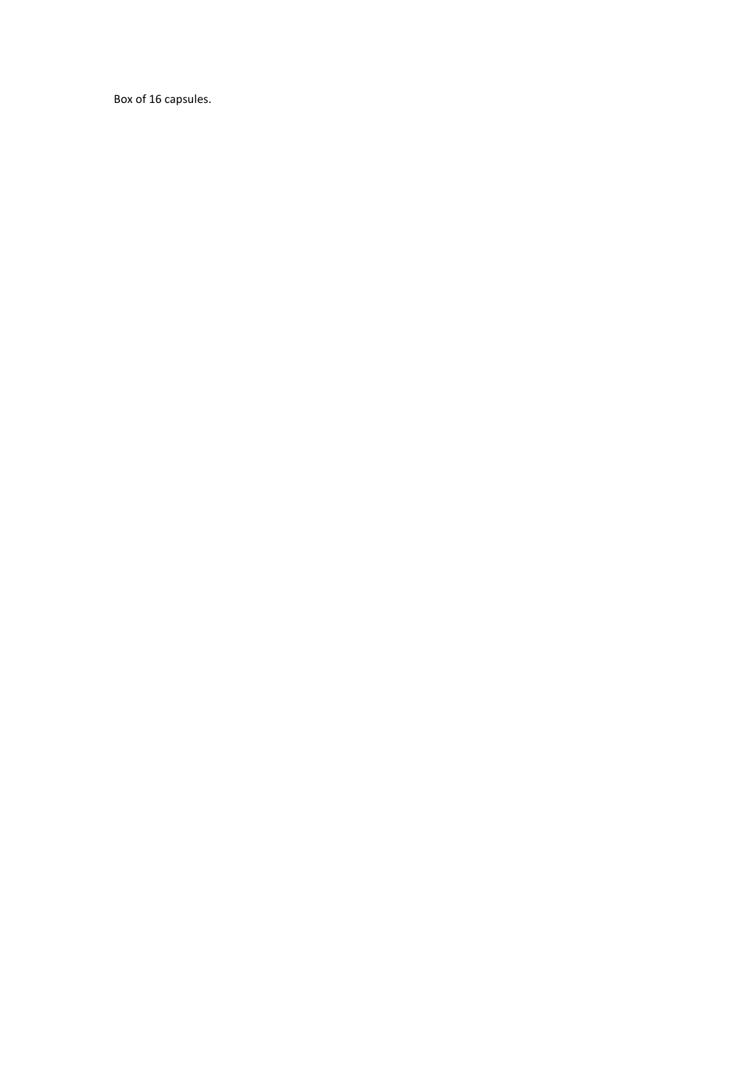Box of 16 capsules.